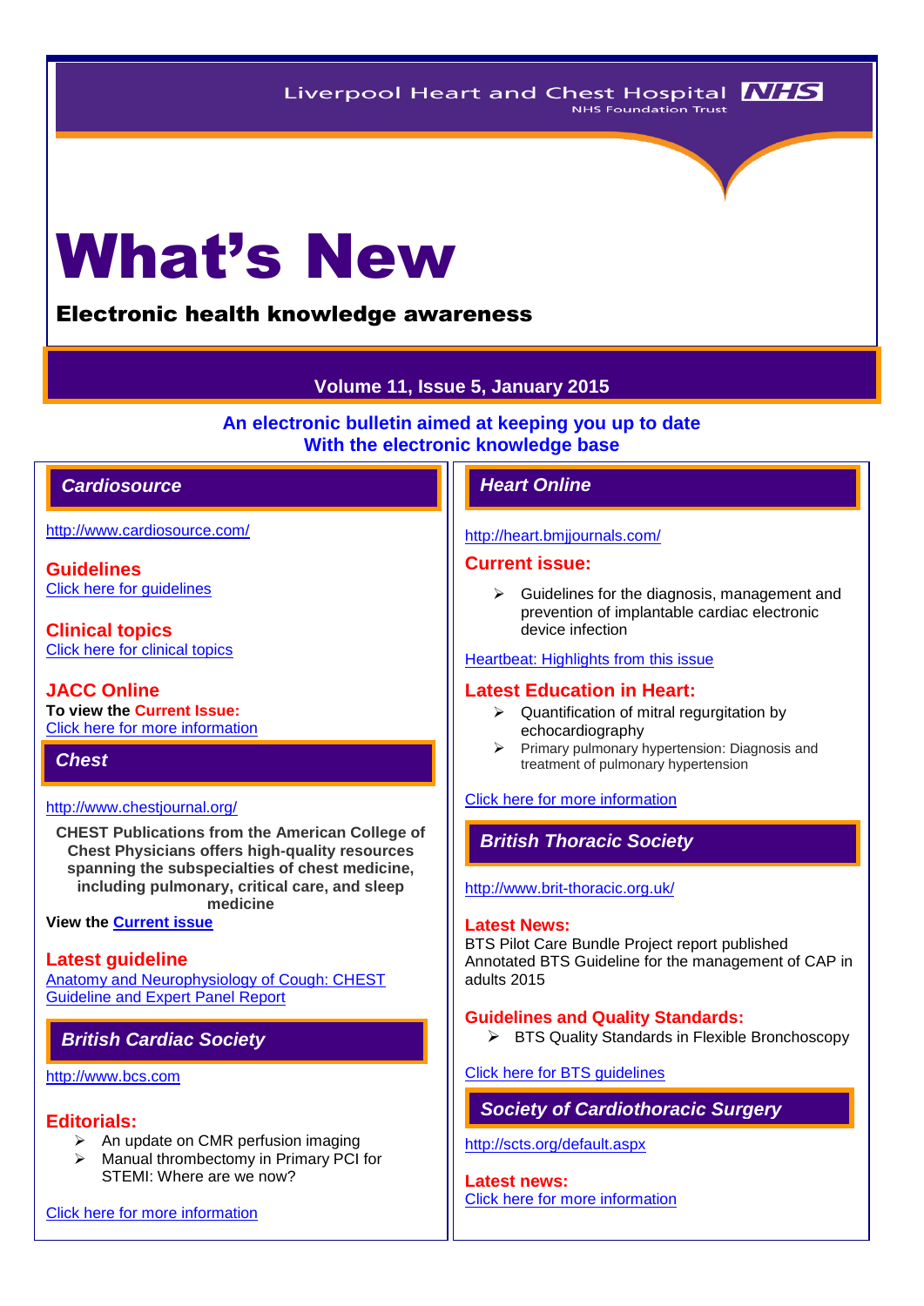Liverpool Heart and Chest Hospital NHS Foundation Trust

# What's New

## Electronic health knowledge awareness

**Volume 11, Issue 5, January 2015**

**An electronic bulletin aimed at keeping you up to date With the electronic knowledge base**

## *Cardiosource*

http://www.cardiosource.com/

### Guidelines

Click here for guidelines

### Clinical topics

Click here for clinical topics

### JACC Online

**To view the Current Issue:**
Click here for more information

## *Chest*

http://www.chestjournal.org/

**CHEST Publications from the American College of Chest Physicians offers high-quality resources spanning the subspecialties of chest medicine, including pulmonary, critical care, and sleep medicine**

**View the Current issue**

### Latest guideline

Anatomy and Neurophysiology of Cough: CHEST Guideline and Expert Panel Report

## *British Cardiac Society*

http://www.bcs.com

### Editorials:

- An update on CMR perfusion imaging
- Manual thrombectomy in Primary PCI for STEMI: Where are we now?

Click here for more information

## *Heart Online*

http://heart.bmjjournals.com/

### Current issue:

- Guidelines for the diagnosis, management and prevention of implantable cardiac electronic device infection

Heartbeat: Highlights from this issue

### Latest Education in Heart:

- Quantification of mitral regurgitation by echocardiography
- Primary pulmonary hypertension: Diagnosis and treatment of pulmonary hypertension

Click here for more information

## *British Thoracic Society*

http://www.brit-thoracic.org.uk/

### Latest News:

BTS Pilot Care Bundle Project report published
Annotated BTS Guideline for the management of CAP in adults 2015

### Guidelines and Quality Standards:

- BTS Quality Standards in Flexible Bronchoscopy

Click here for BTS guidelines

## *Society of Cardiothoracic Surgery*

http://scts.org/default.aspx

### Latest news:

Click here for more information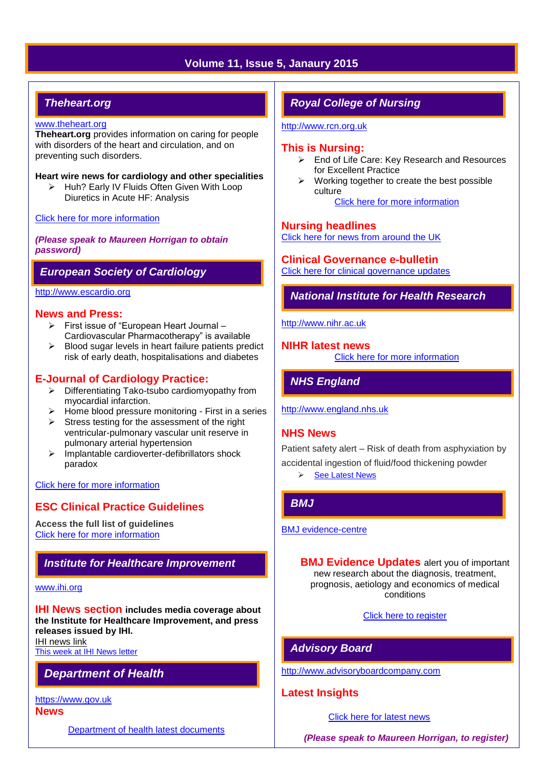## Volume 11, Issue 5, Janaury 2015

## Theheart.org

www.theheart.org

**Theheart.org** provides information on caring for people with disorders of the heart and circulation, and on preventing such disorders.

**Heart wire news for cardiology and other specialities**

- Huh? Early IV Fluids Often Given With Loop Diuretics in Acute HF: Analysis

Click here for more information

***(Please speak to Maureen Horrigan to obtain password)***

## European Society of Cardiology

http://www.escardio.org

### News and Press:

- First issue of "European Heart Journal – Cardiovascular Pharmacotherapy" is available
- Blood sugar levels in heart failure patients predict risk of early death, hospitalisations and diabetes

### E-Journal of Cardiology Practice:

- Differentiating Tako-tsubo cardiomyopathy from myocardial infarction.
- Home blood pressure monitoring - First in a series
- Stress testing for the assessment of the right ventricular-pulmonary vascular unit reserve in pulmonary arterial hypertension
- Implantable cardioverter-defibrillators shock paradox

Click here for more information

### ESC Clinical Practice Guidelines

**Access the full list of guidelines**

Click here for more information

## Institute for Healthcare Improvement

www.ihi.org

**IHI News section includes media coverage about the Institute for Healthcare Improvement, and press releases issued by IHI.**

IHI news link

This week at IHI News letter

## Department of Health

https://www.gov.uk

### News

Department of health latest documents

## Royal College of Nursing

http://www.rcn.org.uk

### This is Nursing:

- End of Life Care: Key Research and Resources for Excellent Practice
- Working together to create the best possible culture

Click here for more information

### Nursing headlines

Click here for news from around the UK

### Clinical Governance e-bulletin

Click here for clinical governance updates

## National Institute for Health Research

http://www.nihr.ac.uk

### NIHR latest news

Click here for more information

## NHS England

http://www.england.nhs.uk

### NHS News

Patient safety alert – Risk of death from asphyxiation by accidental ingestion of fluid/food thickening powder

- See Latest News

## BMJ

BMJ evidence-centre

**BMJ Evidence Updates** alert you of important new research about the diagnosis, treatment, prognosis, aetiology and economics of medical conditions

Click here to register

## Advisory Board

http://www.advisoryboardcompany.com

### Latest Insights

Click here for latest news

***(Please speak to Maureen Horrigan, to register)***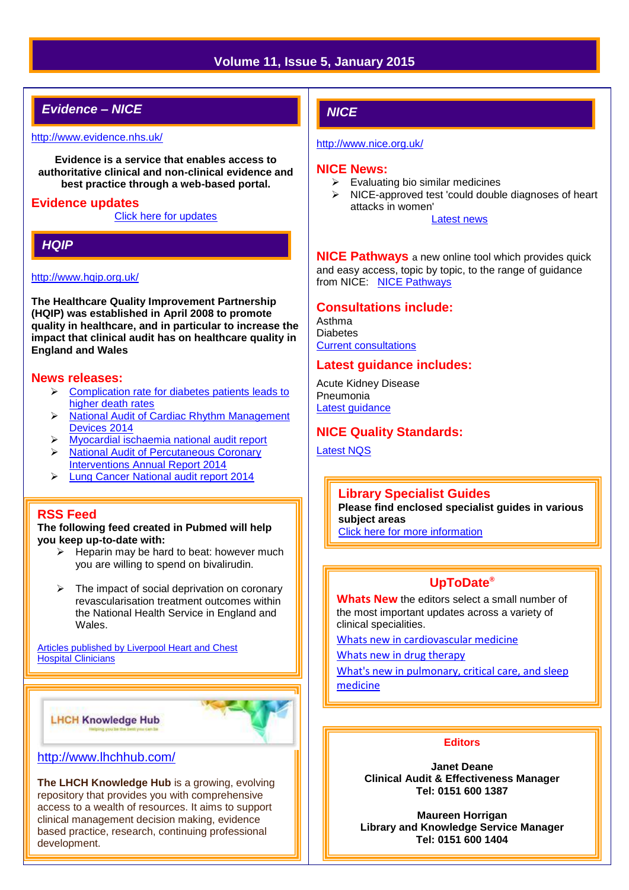## Evidence – NICE

http://www.evidence.nhs.uk/

**Evidence is a service that enables access to authoritative clinical and non-clinical evidence and best practice through a web-based portal.**

### Evidence updates

Click here for updates

## HQIP

http://www.hqip.org.uk/

**The Healthcare Quality Improvement Partnership (HQIP) was established in April 2008 to promote quality in healthcare, and in particular to increase the impact that clinical audit has on healthcare quality in England and Wales**

### News releases:

- Complication rate for diabetes patients leads to higher death rates
- National Audit of Cardiac Rhythm Management Devices 2014
- Myocardial ischaemia national audit report
- National Audit of Percutaneous Coronary Interventions Annual Report 2014
- Lung Cancer National audit report 2014

### RSS Feed

**The following feed created in Pubmed will help you keep up-to-date with:**

- Heparin may be hard to beat: however much you are willing to spend on bivalirudin.
- The impact of social deprivation on coronary revascularisation treatment outcomes within the National Health Service in England and Wales.

Articles published by Liverpool Heart and Chest Hospital Clinicians

LHCH Knowledge Hub

http://www.lhchhub.com/

**The LHCH Knowledge Hub** is a growing, evolving repository that provides you with comprehensive access to a wealth of resources. It aims to support clinical management decision making, evidence based practice, research, continuing professional development.

## NICE

http://www.nice.org.uk/

### NICE News:

- Evaluating bio similar medicines
- NICE-approved test 'could double diagnoses of heart attacks in women'

Latest news

**NICE Pathways** a new online tool which provides quick and easy access, topic by topic, to the range of guidance from NICE: NICE Pathways

### Consultations include:

Asthma
Diabetes
Current consultations

### Latest guidance includes:

Acute Kidney Disease
Pneumonia
Latest guidance

### NICE Quality Standards:

Latest NQS

### Library Specialist Guides

**Please find enclosed specialist guides in various subject areas**

Click here for more information

### UpToDate®

**Whats New** the editors select a small number of the most important updates across a variety of clinical specialities.

Whats new in cardiovascular medicine

Whats new in drug therapy

What's new in pulmonary, critical care, and sleep medicine

### Editors

**Janet Deane**
**Clinical Audit & Effectiveness Manager**
**Tel: 0151 600 1387**

**Maureen Horrigan**
**Library and Knowledge Service Manager**
**Tel: 0151 600 1404**